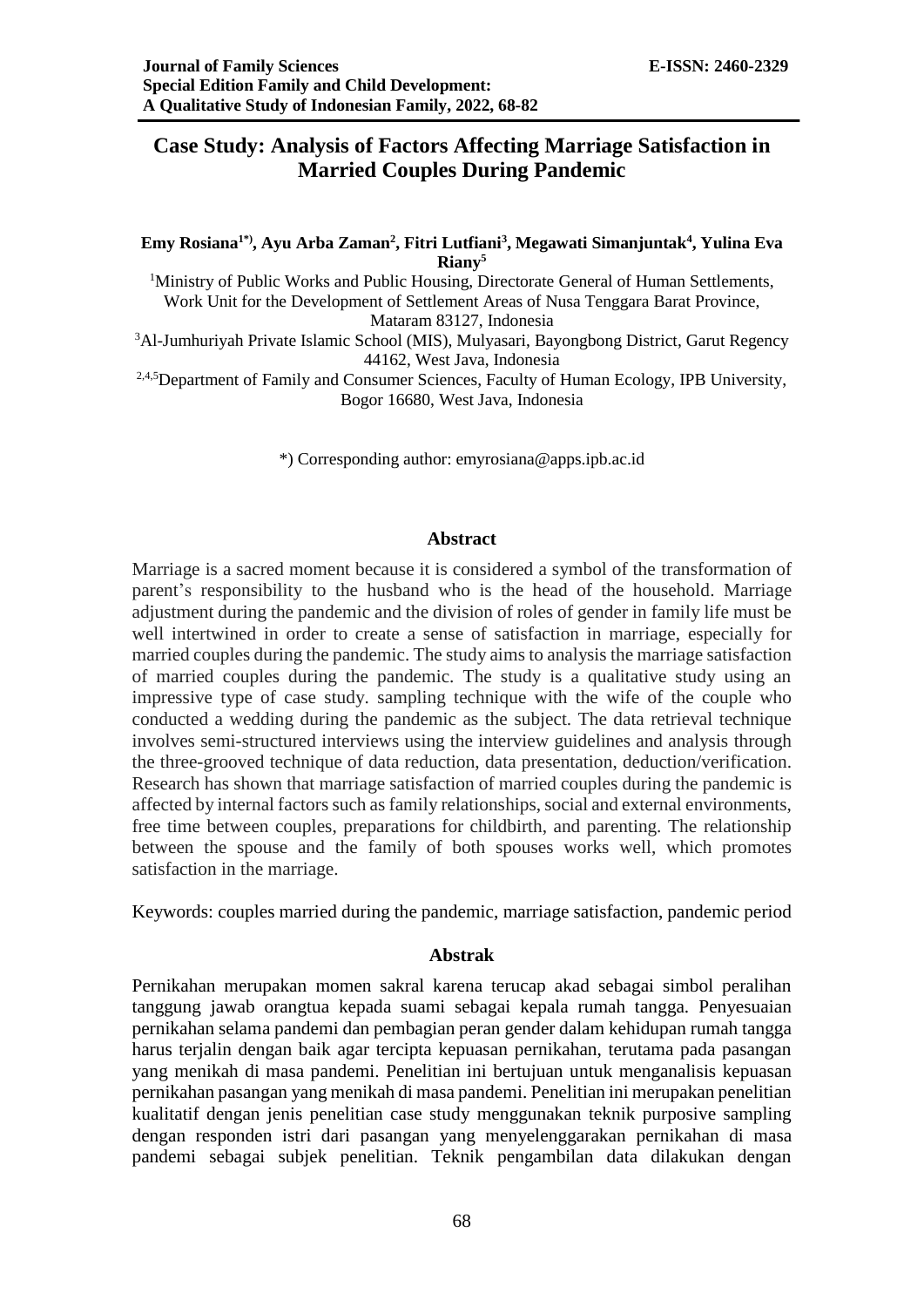# Case Study: Analysis of Factors Affecting Marriage Satisfaction in Married Couples During Pandemic

**Emy Rosiana[1*)], Ayu Arba Zaman[2], Fitri Lutfiani[3], Megawati Simanjuntak[4], Yulina Eva Riany[5]**

[1]Ministry of Public Works and Public Housing, Directorate General of Human Settlements, Work Unit for the Development of Settlement Areas of Nusa Tenggara Barat Province, Mataram 83127, Indonesia

[3]Al-Jumhuriyah Private Islamic School (MIS), Mulyasari, Bayongbong District, Garut Regency 44162, West Java, Indonesia

[2,4,5]Department of Family and Consumer Sciences, Faculty of Human Ecology, IPB University, Bogor 16680, West Java, Indonesia

*) Corresponding author: emyrosiana@apps.ipb.ac.id

## Abstract

Marriage is a sacred moment because it is considered a symbol of the transformation of parent's responsibility to the husband who is the head of the household. Marriage adjustment during the pandemic and the division of roles of gender in family life must be well intertwined in order to create a sense of satisfaction in marriage, especially for married couples during the pandemic. The study aims to analysis the marriage satisfaction of married couples during the pandemic. The study is a qualitative study using an impressive type of case study. sampling technique with the wife of the couple who conducted a wedding during the pandemic as the subject. The data retrieval technique involves semi-structured interviews using the interview guidelines and analysis through the three-grooved technique of data reduction, data presentation, deduction/verification. Research has shown that marriage satisfaction of married couples during the pandemic is affected by internal factors such as family relationships, social and external environments, free time between couples, preparations for childbirth, and parenting. The relationship between the spouse and the family of both spouses works well, which promotes satisfaction in the marriage.

Keywords: couples married during the pandemic, marriage satisfaction, pandemic period

## Abstrak

Pernikahan merupakan momen sakral karena terucap akad sebagai simbol peralihan tanggung jawab orangtua kepada suami sebagai kepala rumah tangga. Penyesuaian pernikahan selama pandemi dan pembagian peran gender dalam kehidupan rumah tangga harus terjalin dengan baik agar tercipta kepuasan pernikahan, terutama pada pasangan yang menikah di masa pandemi. Penelitian ini bertujuan untuk menganalisis kepuasan pernikahan pasangan yang menikah di masa pandemi. Penelitian ini merupakan penelitian kualitatif dengan jenis penelitian case study menggunakan teknik purposive sampling dengan responden istri dari pasangan yang menyelenggarakan pernikahan di masa pandemi sebagai subjek penelitian. Teknik pengambilan data dilakukan dengan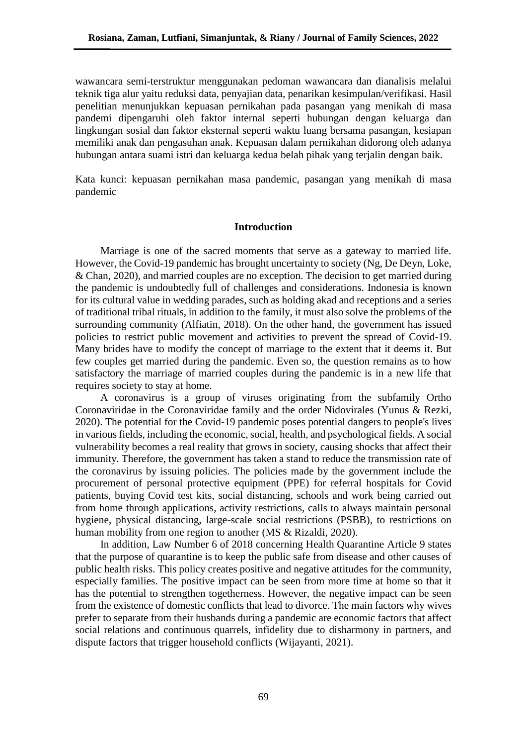wawancara semi-terstruktur menggunakan pedoman wawancara dan dianalisis melalui teknik tiga alur yaitu reduksi data, penyajian data, penarikan kesimpulan/verifikasi. Hasil penelitian menunjukkan kepuasan pernikahan pada pasangan yang menikah di masa pandemi dipengaruhi oleh faktor internal seperti hubungan dengan keluarga dan lingkungan sosial dan faktor eksternal seperti waktu luang bersama pasangan, kesiapan memiliki anak dan pengasuhan anak. Kepuasan dalam pernikahan didorong oleh adanya hubungan antara suami istri dan keluarga kedua belah pihak yang terjalin dengan baik.

Kata kunci: kepuasan pernikahan masa pandemic, pasangan yang menikah di masa pandemic

## Introduction

Marriage is one of the sacred moments that serve as a gateway to married life. However, the Covid-19 pandemic has brought uncertainty to society (Ng, De Deyn, Loke, & Chan, 2020), and married couples are no exception. The decision to get married during the pandemic is undoubtedly full of challenges and considerations. Indonesia is known for its cultural value in wedding parades, such as holding akad and receptions and a series of traditional tribal rituals, in addition to the family, it must also solve the problems of the surrounding community (Alfiatin, 2018). On the other hand, the government has issued policies to restrict public movement and activities to prevent the spread of Covid-19. Many brides have to modify the concept of marriage to the extent that it deems it. But few couples get married during the pandemic. Even so, the question remains as to how satisfactory the marriage of married couples during the pandemic is in a new life that requires society to stay at home.

A coronavirus is a group of viruses originating from the subfamily Ortho Coronaviridae in the Coronaviridae family and the order Nidovirales (Yunus & Rezki, 2020). The potential for the Covid-19 pandemic poses potential dangers to people's lives in various fields, including the economic, social, health, and psychological fields. A social vulnerability becomes a real reality that grows in society, causing shocks that affect their immunity. Therefore, the government has taken a stand to reduce the transmission rate of the coronavirus by issuing policies. The policies made by the government include the procurement of personal protective equipment (PPE) for referral hospitals for Covid patients, buying Covid test kits, social distancing, schools and work being carried out from home through applications, activity restrictions, calls to always maintain personal hygiene, physical distancing, large-scale social restrictions (PSBB), to restrictions on human mobility from one region to another (MS & Rizaldi, 2020).

In addition, Law Number 6 of 2018 concerning Health Quarantine Article 9 states that the purpose of quarantine is to keep the public safe from disease and other causes of public health risks. This policy creates positive and negative attitudes for the community, especially families. The positive impact can be seen from more time at home so that it has the potential to strengthen togetherness. However, the negative impact can be seen from the existence of domestic conflicts that lead to divorce. The main factors why wives prefer to separate from their husbands during a pandemic are economic factors that affect social relations and continuous quarrels, infidelity due to disharmony in partners, and dispute factors that trigger household conflicts (Wijayanti, 2021).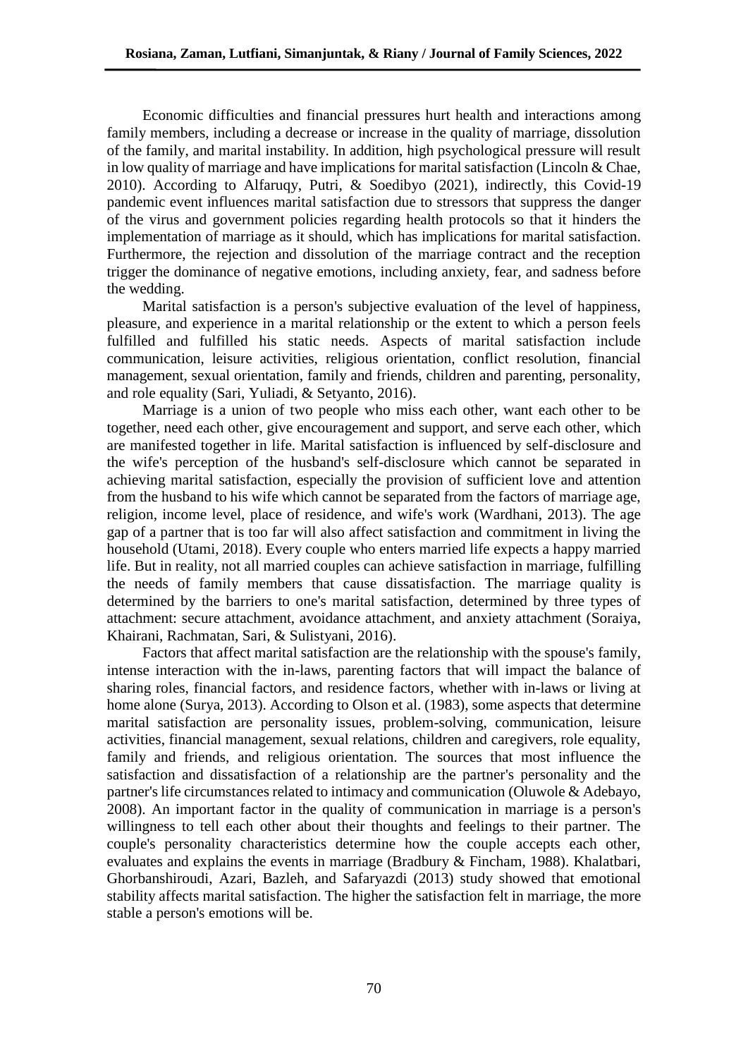Economic difficulties and financial pressures hurt health and interactions among family members, including a decrease or increase in the quality of marriage, dissolution of the family, and marital instability. In addition, high psychological pressure will result in low quality of marriage and have implications for marital satisfaction (Lincoln & Chae, 2010). According to Alfaruqy, Putri, & Soedibyo (2021), indirectly, this Covid-19 pandemic event influences marital satisfaction due to stressors that suppress the danger of the virus and government policies regarding health protocols so that it hinders the implementation of marriage as it should, which has implications for marital satisfaction. Furthermore, the rejection and dissolution of the marriage contract and the reception trigger the dominance of negative emotions, including anxiety, fear, and sadness before the wedding.

Marital satisfaction is a person's subjective evaluation of the level of happiness, pleasure, and experience in a marital relationship or the extent to which a person feels fulfilled and fulfilled his static needs. Aspects of marital satisfaction include communication, leisure activities, religious orientation, conflict resolution, financial management, sexual orientation, family and friends, children and parenting, personality, and role equality (Sari, Yuliadi, & Setyanto, 2016).

Marriage is a union of two people who miss each other, want each other to be together, need each other, give encouragement and support, and serve each other, which are manifested together in life. Marital satisfaction is influenced by self-disclosure and the wife's perception of the husband's self-disclosure which cannot be separated in achieving marital satisfaction, especially the provision of sufficient love and attention from the husband to his wife which cannot be separated from the factors of marriage age, religion, income level, place of residence, and wife's work (Wardhani, 2013). The age gap of a partner that is too far will also affect satisfaction and commitment in living the household (Utami, 2018). Every couple who enters married life expects a happy married life. But in reality, not all married couples can achieve satisfaction in marriage, fulfilling the needs of family members that cause dissatisfaction. The marriage quality is determined by the barriers to one's marital satisfaction, determined by three types of attachment: secure attachment, avoidance attachment, and anxiety attachment (Soraiya, Khairani, Rachmatan, Sari, & Sulistyani, 2016).

Factors that affect marital satisfaction are the relationship with the spouse's family, intense interaction with the in-laws, parenting factors that will impact the balance of sharing roles, financial factors, and residence factors, whether with in-laws or living at home alone (Surya, 2013). According to Olson et al. (1983), some aspects that determine marital satisfaction are personality issues, problem-solving, communication, leisure activities, financial management, sexual relations, children and caregivers, role equality, family and friends, and religious orientation. The sources that most influence the satisfaction and dissatisfaction of a relationship are the partner's personality and the partner's life circumstances related to intimacy and communication (Oluwole & Adebayo, 2008). An important factor in the quality of communication in marriage is a person's willingness to tell each other about their thoughts and feelings to their partner. The couple's personality characteristics determine how the couple accepts each other, evaluates and explains the events in marriage (Bradbury & Fincham, 1988). Khalatbari, Ghorbanshiroudi, Azari, Bazleh, and Safaryazdi (2013) study showed that emotional stability affects marital satisfaction. The higher the satisfaction felt in marriage, the more stable a person's emotions will be.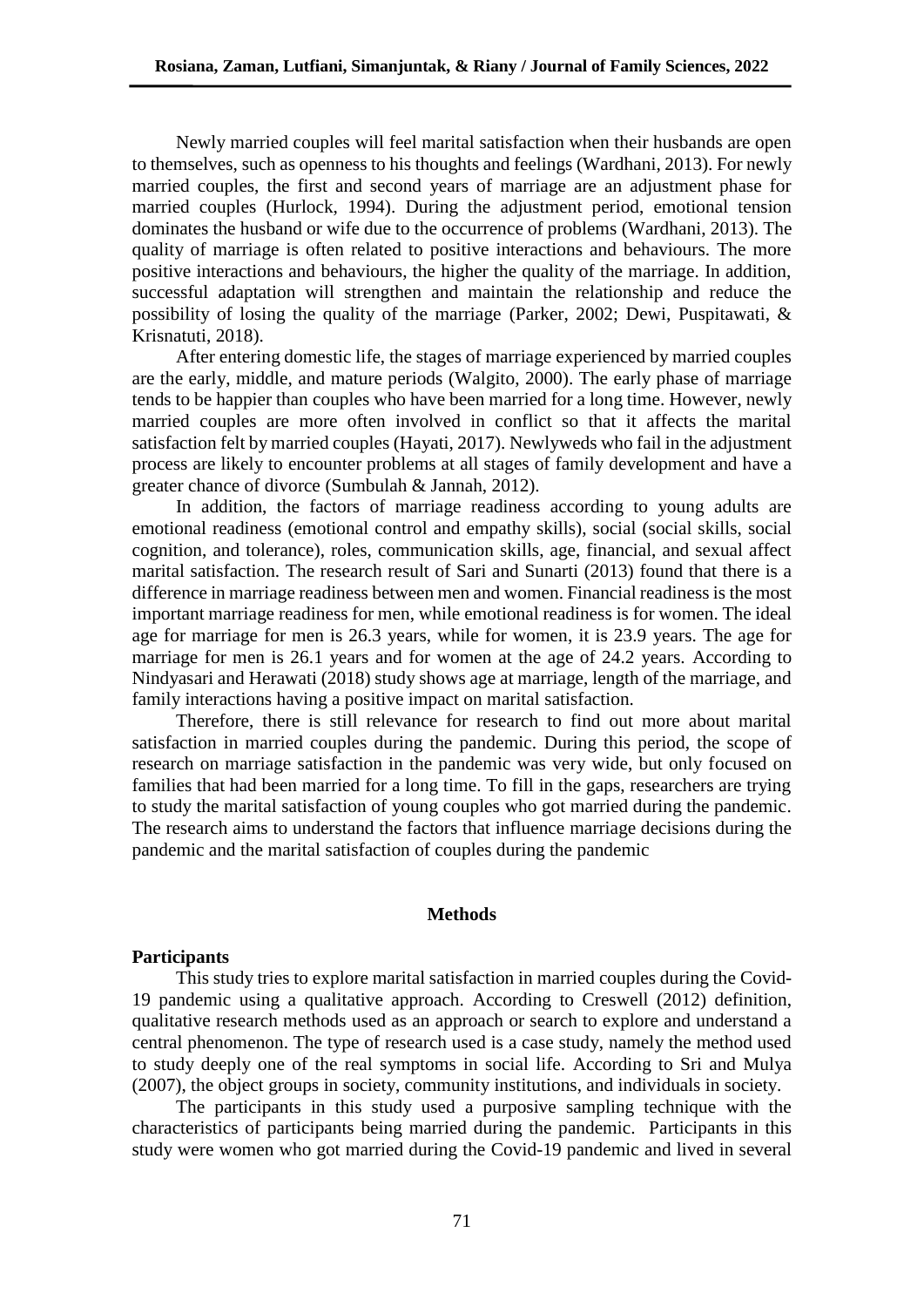Newly married couples will feel marital satisfaction when their husbands are open to themselves, such as openness to his thoughts and feelings (Wardhani, 2013). For newly married couples, the first and second years of marriage are an adjustment phase for married couples (Hurlock, 1994). During the adjustment period, emotional tension dominates the husband or wife due to the occurrence of problems (Wardhani, 2013). The quality of marriage is often related to positive interactions and behaviours. The more positive interactions and behaviours, the higher the quality of the marriage. In addition, successful adaptation will strengthen and maintain the relationship and reduce the possibility of losing the quality of the marriage (Parker, 2002; Dewi, Puspitawati, & Krisnatuti, 2018).

After entering domestic life, the stages of marriage experienced by married couples are the early, middle, and mature periods (Walgito, 2000). The early phase of marriage tends to be happier than couples who have been married for a long time. However, newly married couples are more often involved in conflict so that it affects the marital satisfaction felt by married couples (Hayati, 2017). Newlyweds who fail in the adjustment process are likely to encounter problems at all stages of family development and have a greater chance of divorce (Sumbulah & Jannah, 2012).

In addition, the factors of marriage readiness according to young adults are emotional readiness (emotional control and empathy skills), social (social skills, social cognition, and tolerance), roles, communication skills, age, financial, and sexual affect marital satisfaction. The research result of Sari and Sunarti (2013) found that there is a difference in marriage readiness between men and women. Financial readiness is the most important marriage readiness for men, while emotional readiness is for women. The ideal age for marriage for men is 26.3 years, while for women, it is 23.9 years. The age for marriage for men is 26.1 years and for women at the age of 24.2 years. According to Nindyasari and Herawati (2018) study shows age at marriage, length of the marriage, and family interactions having a positive impact on marital satisfaction.

Therefore, there is still relevance for research to find out more about marital satisfaction in married couples during the pandemic. During this period, the scope of research on marriage satisfaction in the pandemic was very wide, but only focused on families that had been married for a long time. To fill in the gaps, researchers are trying to study the marital satisfaction of young couples who got married during the pandemic. The research aims to understand the factors that influence marriage decisions during the pandemic and the marital satisfaction of couples during the pandemic

## Methods

### Participants

This study tries to explore marital satisfaction in married couples during the Covid-19 pandemic using a qualitative approach. According to Creswell (2012) definition, qualitative research methods used as an approach or search to explore and understand a central phenomenon. The type of research used is a case study, namely the method used to study deeply one of the real symptoms in social life. According to Sri and Mulya (2007), the object groups in society, community institutions, and individuals in society.

The participants in this study used a purposive sampling technique with the characteristics of participants being married during the pandemic. Participants in this study were women who got married during the Covid-19 pandemic and lived in several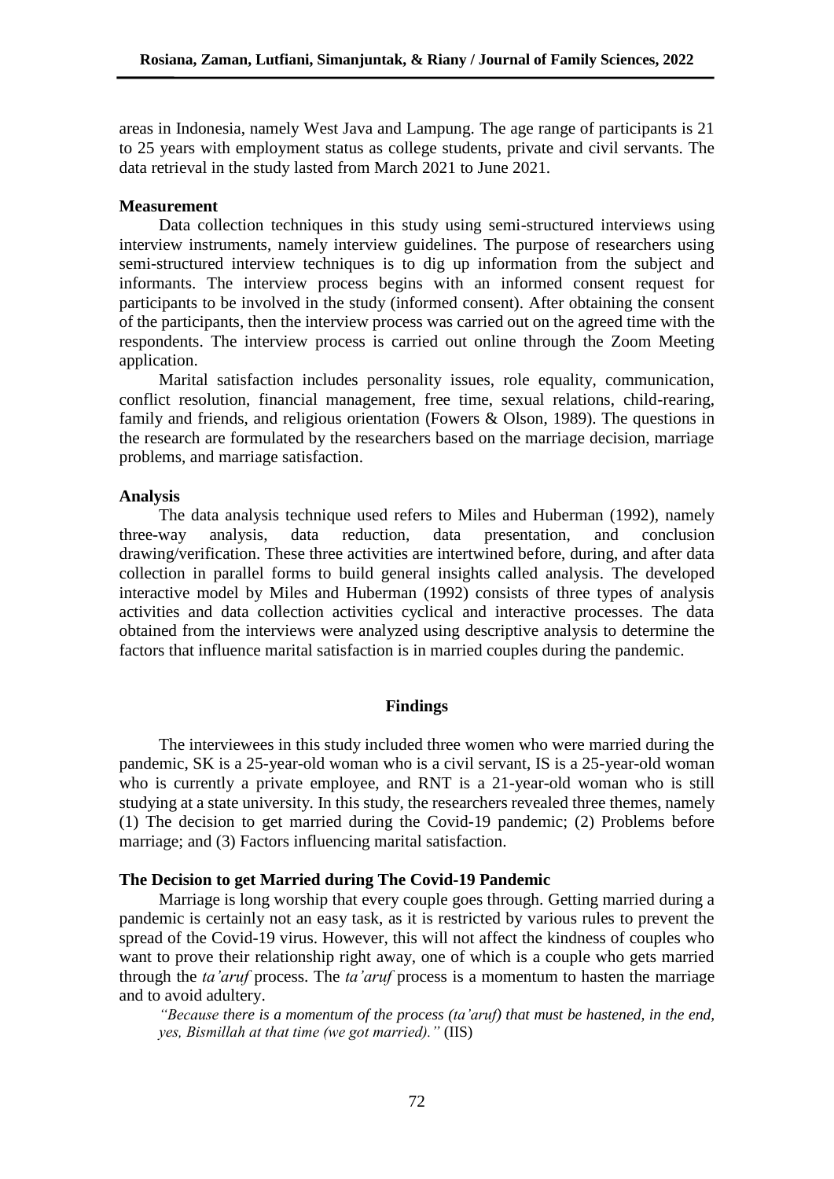areas in Indonesia, namely West Java and Lampung. The age range of participants is 21 to 25 years with employment status as college students, private and civil servants. The data retrieval in the study lasted from March 2021 to June 2021.

### Measurement

Data collection techniques in this study using semi-structured interviews using interview instruments, namely interview guidelines. The purpose of researchers using semi-structured interview techniques is to dig up information from the subject and informants. The interview process begins with an informed consent request for participants to be involved in the study (informed consent). After obtaining the consent of the participants, then the interview process was carried out on the agreed time with the respondents. The interview process is carried out online through the Zoom Meeting application.

Marital satisfaction includes personality issues, role equality, communication, conflict resolution, financial management, free time, sexual relations, child-rearing, family and friends, and religious orientation (Fowers & Olson, 1989). The questions in the research are formulated by the researchers based on the marriage decision, marriage problems, and marriage satisfaction.

### Analysis

The data analysis technique used refers to Miles and Huberman (1992), namely three-way analysis, data reduction, data presentation, and conclusion drawing/verification. These three activities are intertwined before, during, and after data collection in parallel forms to build general insights called analysis. The developed interactive model by Miles and Huberman (1992) consists of three types of analysis activities and data collection activities cyclical and interactive processes. The data obtained from the interviews were analyzed using descriptive analysis to determine the factors that influence marital satisfaction is in married couples during the pandemic.

## Findings

The interviewees in this study included three women who were married during the pandemic, SK is a 25-year-old woman who is a civil servant, IS is a 25-year-old woman who is currently a private employee, and RNT is a 21-year-old woman who is still studying at a state university. In this study, the researchers revealed three themes, namely (1) The decision to get married during the Covid-19 pandemic; (2) Problems before marriage; and (3) Factors influencing marital satisfaction.

### The Decision to get Married during The Covid-19 Pandemic

Marriage is long worship that every couple goes through. Getting married during a pandemic is certainly not an easy task, as it is restricted by various rules to prevent the spread of the Covid-19 virus. However, this will not affect the kindness of couples who want to prove their relationship right away, one of which is a couple who gets married through the *ta'aruf* process. The *ta'aruf* process is a momentum to hasten the marriage and to avoid adultery.

> *"Because there is a momentum of the process (ta'aruf) that must be hastened, in the end, yes, Bismillah at that time (we got married)."* (IIS)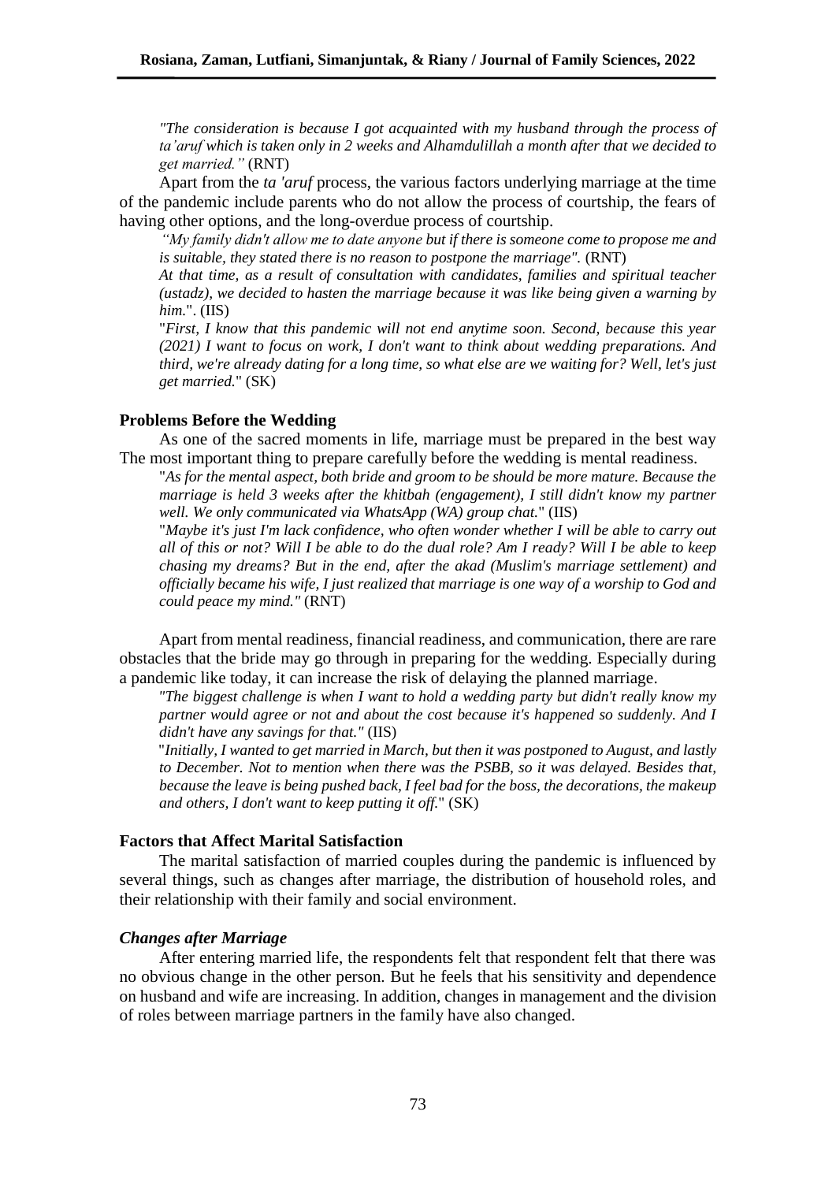*"The consideration is because I got acquainted with my husband through the process of ta'aruf which is taken only in 2 weeks and Alhamdulillah a month after that we decided to get married."* (RNT)

Apart from the *ta 'aruf* process, the various factors underlying marriage at the time of the pandemic include parents who do not allow the process of courtship, the fears of having other options, and the long-overdue process of courtship.

*"My family didn't allow me to date anyone but if there is someone come to propose me and is suitable, they stated there is no reason to postpone the marriage".* (RNT)

*At that time, as a result of consultation with candidates, families and spiritual teacher (ustadz), we decided to hasten the marriage because it was like being given a warning by him.*". (IIS)

"*First, I know that this pandemic will not end anytime soon. Second, because this year (2021) I want to focus on work, I don't want to think about wedding preparations. And third, we're already dating for a long time, so what else are we waiting for? Well, let's just get married.*" (SK)

**Problems Before the Wedding**

As one of the sacred moments in life, marriage must be prepared in the best way The most important thing to prepare carefully before the wedding is mental readiness.

"*As for the mental aspect, both bride and groom to be should be more mature. Because the marriage is held 3 weeks after the khitbah (engagement), I still didn't know my partner well. We only communicated via WhatsApp (WA) group chat.*" (IIS)

"*Maybe it's just I'm lack confidence, who often wonder whether I will be able to carry out all of this or not? Will I be able to do the dual role? Am I ready? Will I be able to keep chasing my dreams? But in the end, after the akad (Muslim's marriage settlement) and officially became his wife, I just realized that marriage is one way of a worship to God and could peace my mind."* (RNT)

Apart from mental readiness, financial readiness, and communication, there are rare obstacles that the bride may go through in preparing for the wedding. Especially during a pandemic like today, it can increase the risk of delaying the planned marriage.

*"The biggest challenge is when I want to hold a wedding party but didn't really know my partner would agree or not and about the cost because it's happened so suddenly. And I didn't have any savings for that."* (IIS)

"*Initially, I wanted to get married in March, but then it was postponed to August, and lastly to December. Not to mention when there was the PSBB, so it was delayed. Besides that, because the leave is being pushed back, I feel bad for the boss, the decorations, the makeup and others, I don't want to keep putting it off.*" (SK)

**Factors that Affect Marital Satisfaction**

The marital satisfaction of married couples during the pandemic is influenced by several things, such as changes after marriage, the distribution of household roles, and their relationship with their family and social environment.

***Changes after Marriage***

After entering married life, the respondents felt that respondent felt that there was no obvious change in the other person. But he feels that his sensitivity and dependence on husband and wife are increasing. In addition, changes in management and the division of roles between marriage partners in the family have also changed.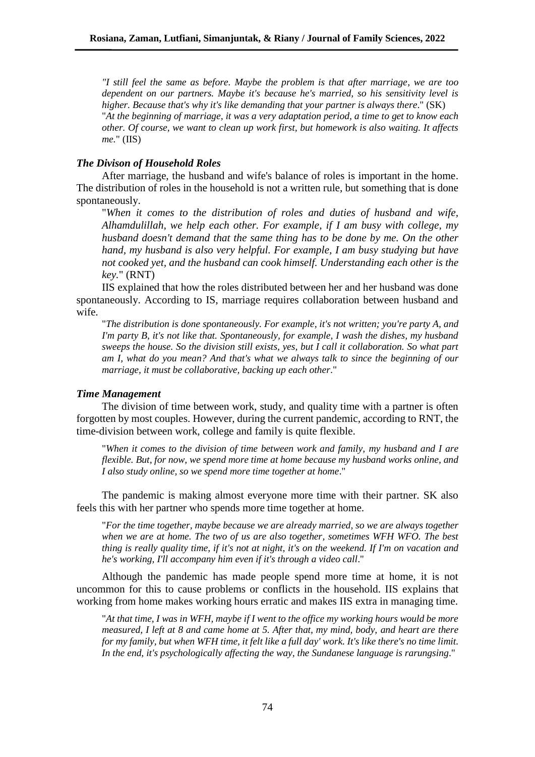> *"I still feel the same as before. Maybe the problem is that after marriage, we are too dependent on our partners. Maybe it's because he's married, so his sensitivity level is higher. Because that's why it's like demanding that your partner is always there*." (SK)
>
> "*At the beginning of marriage, it was a very adaptation period, a time to get to know each other. Of course, we want to clean up work first, but homework is also waiting. It affects me.*" (IIS)

### *The Divison of Household Roles*

After marriage, the husband and wife's balance of roles is important in the home. The distribution of roles in the household is not a written rule, but something that is done spontaneously.

> "*When it comes to the distribution of roles and duties of husband and wife, Alhamdulillah, we help each other. For example, if I am busy with college, my husband doesn't demand that the same thing has to be done by me. On the other hand, my husband is also very helpful. For example, I am busy studying but have not cooked yet, and the husband can cook himself. Understanding each other is the key.*" (RNT)

IIS explained that how the roles distributed between her and her husband was done spontaneously. According to IS, marriage requires collaboration between husband and wife.

> "*The distribution is done spontaneously. For example, it's not written; you're party A, and I'm party B, it's not like that. Spontaneously, for example, I wash the dishes, my husband sweeps the house. So the division still exists, yes, but I call it collaboration. So what part am I, what do you mean? And that's what we always talk to since the beginning of our marriage, it must be collaborative, backing up each other*."

### *Time Management*

The division of time between work, study, and quality time with a partner is often forgotten by most couples. However, during the current pandemic, according to RNT, the time-division between work, college and family is quite flexible.

> "*When it comes to the division of time between work and family, my husband and I are flexible. But, for now, we spend more time at home because my husband works online, and I also study online, so we spend more time together at home*."

The pandemic is making almost everyone more time with their partner. SK also feels this with her partner who spends more time together at home.

> "*For the time together, maybe because we are already married, so we are always together when we are at home. The two of us are also together, sometimes WFH WFO. The best thing is really quality time, if it's not at night, it's on the weekend. If I'm on vacation and he's working, I'll accompany him even if it's through a video call*."

Although the pandemic has made people spend more time at home, it is not uncommon for this to cause problems or conflicts in the household. IIS explains that working from home makes working hours erratic and makes IIS extra in managing time.

> "*At that time, I was in WFH, maybe if I went to the office my working hours would be more measured, I left at 8 and came home at 5. After that, my mind, body, and heart are there for my family, but when WFH time, it felt like a full day' work. It's like there's no time limit. In the end, it's psychologically affecting the way, the Sundanese language is rarungsing*."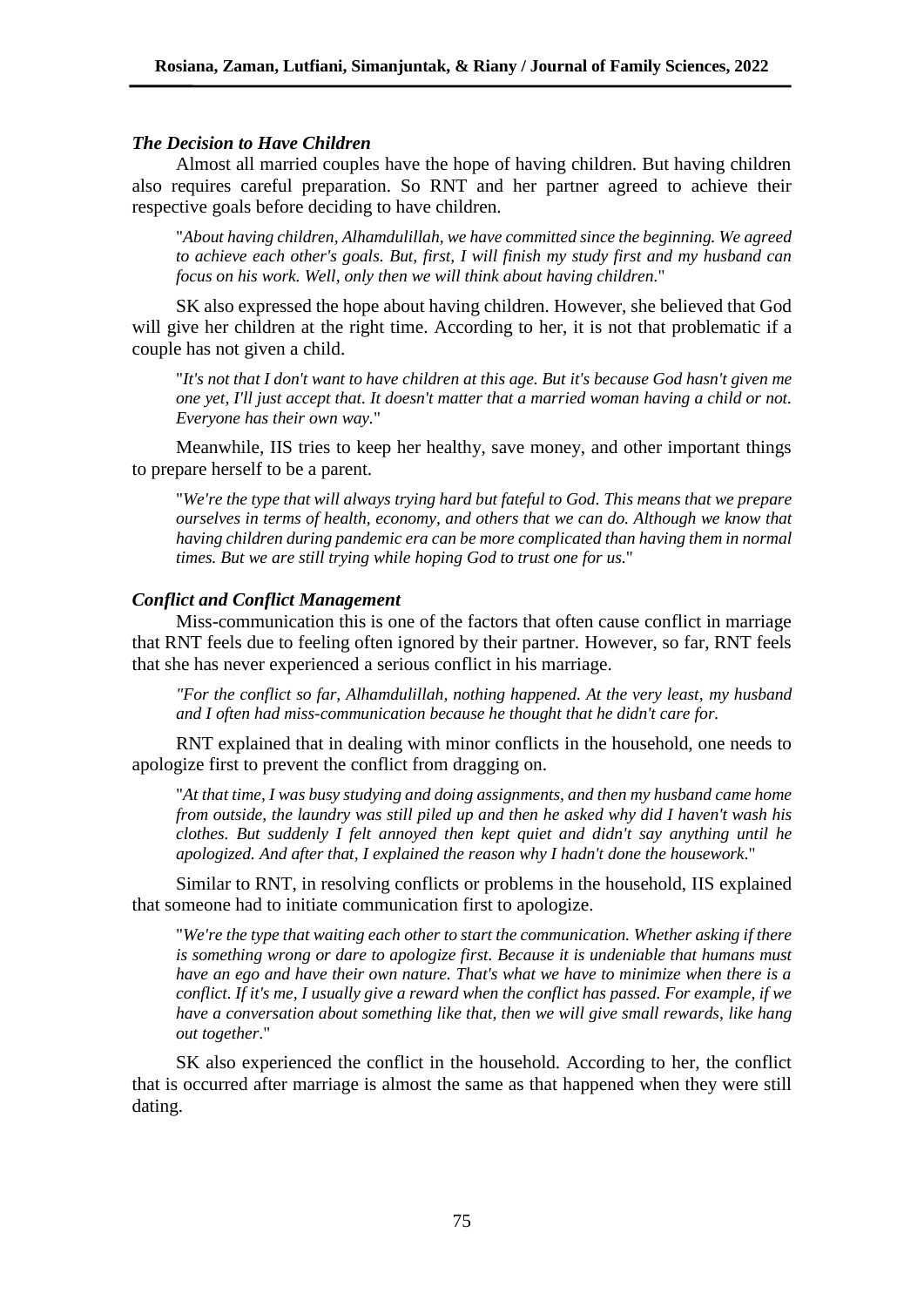### *The Decision to Have Children*

Almost all married couples have the hope of having children. But having children also requires careful preparation. So RNT and her partner agreed to achieve their respective goals before deciding to have children.

> "*About having children, Alhamdulillah, we have committed since the beginning. We agreed to achieve each other's goals. But, first, I will finish my study first and my husband can focus on his work. Well, only then we will think about having children.*"

SK also expressed the hope about having children. However, she believed that God will give her children at the right time. According to her, it is not that problematic if a couple has not given a child.

> "*It's not that I don't want to have children at this age. But it's because God hasn't given me one yet, I'll just accept that. It doesn't matter that a married woman having a child or not. Everyone has their own way.*"

Meanwhile, IIS tries to keep her healthy, save money, and other important things to prepare herself to be a parent.

> "*We're the type that will always trying hard but fateful to God. This means that we prepare ourselves in terms of health, economy, and others that we can do. Although we know that having children during pandemic era can be more complicated than having them in normal times. But we are still trying while hoping God to trust one for us.*"

### *Conflict and Conflict Management*

Miss-communication this is one of the factors that often cause conflict in marriage that RNT feels due to feeling often ignored by their partner. However, so far, RNT feels that she has never experienced a serious conflict in his marriage.

> *"For the conflict so far, Alhamdulillah, nothing happened. At the very least, my husband and I often had miss-communication because he thought that he didn't care for.*

RNT explained that in dealing with minor conflicts in the household, one needs to apologize first to prevent the conflict from dragging on.

> "*At that time, I was busy studying and doing assignments, and then my husband came home from outside, the laundry was still piled up and then he asked why did I haven't wash his clothes. But suddenly I felt annoyed then kept quiet and didn't say anything until he apologized. And after that, I explained the reason why I hadn't done the housework.*"

Similar to RNT, in resolving conflicts or problems in the household, IIS explained that someone had to initiate communication first to apologize.

> "*We're the type that waiting each other to start the communication. Whether asking if there is something wrong or dare to apologize first. Because it is undeniable that humans must have an ego and have their own nature. That's what we have to minimize when there is a conflict. If it's me, I usually give a reward when the conflict has passed. For example, if we have a conversation about something like that, then we will give small rewards, like hang out together.*"

SK also experienced the conflict in the household. According to her, the conflict that is occurred after marriage is almost the same as that happened when they were still dating.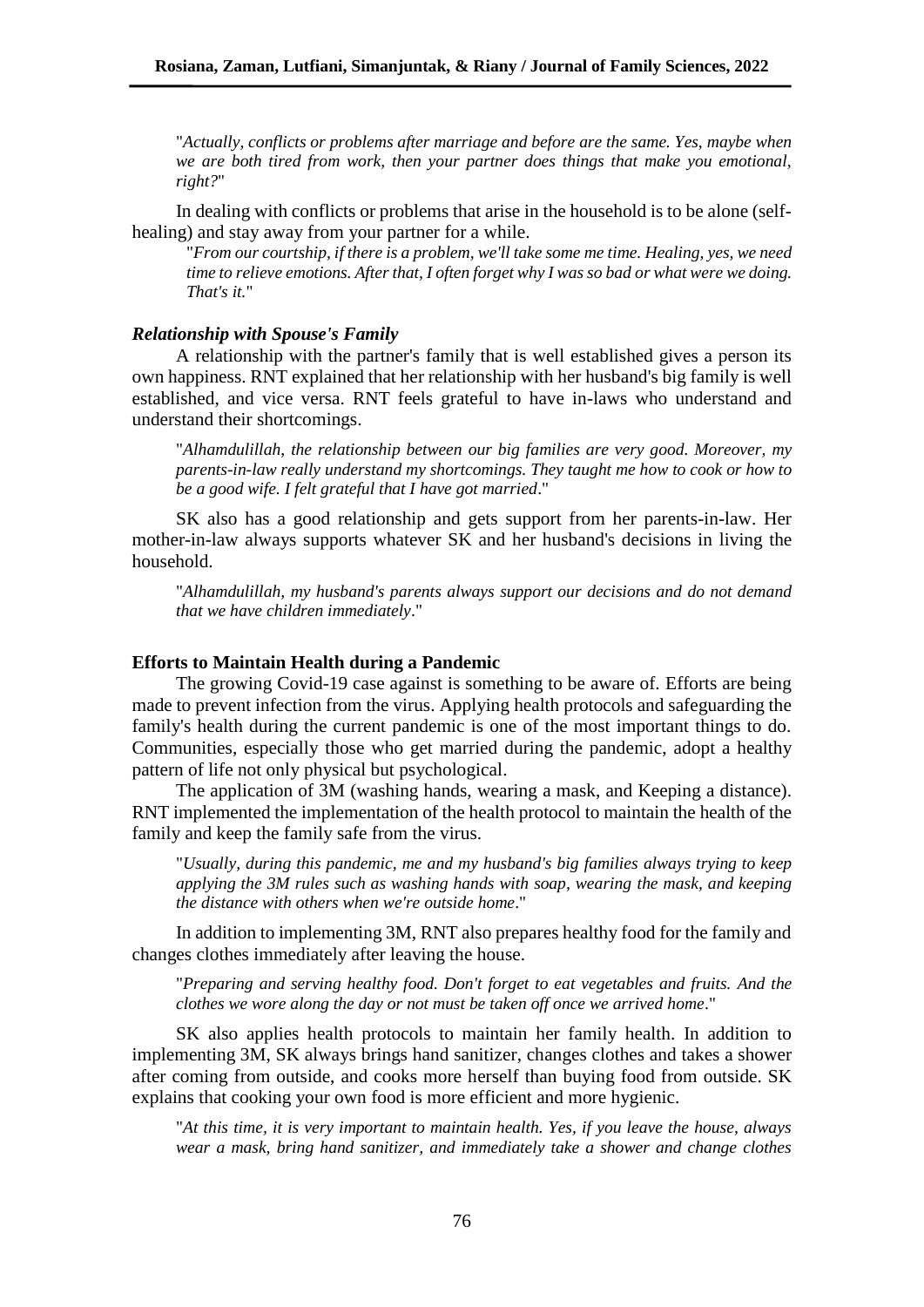"*Actually, conflicts or problems after marriage and before are the same. Yes, maybe when we are both tired from work, then your partner does things that make you emotional, right?*"

In dealing with conflicts or problems that arise in the household is to be alone (self-healing) and stay away from your partner for a while.

"*From our courtship, if there is a problem, we'll take some me time. Healing, yes, we need time to relieve emotions. After that, I often forget why I was so bad or what were we doing. That's it.*"

### *Relationship with Spouse's Family*

A relationship with the partner's family that is well established gives a person its own happiness. RNT explained that her relationship with her husband's big family is well established, and vice versa. RNT feels grateful to have in-laws who understand and understand their shortcomings.

"*Alhamdulillah, the relationship between our big families are very good. Moreover, my parents-in-law really understand my shortcomings. They taught me how to cook or how to be a good wife. I felt grateful that I have got married*."

SK also has a good relationship and gets support from her parents-in-law. Her mother-in-law always supports whatever SK and her husband's decisions in living the household.

"*Alhamdulillah, my husband's parents always support our decisions and do not demand that we have children immediately*."

## Efforts to Maintain Health during a Pandemic

The growing Covid-19 case against is something to be aware of. Efforts are being made to prevent infection from the virus. Applying health protocols and safeguarding the family's health during the current pandemic is one of the most important things to do. Communities, especially those who get married during the pandemic, adopt a healthy pattern of life not only physical but psychological.

The application of 3M (washing hands, wearing a mask, and Keeping a distance). RNT implemented the implementation of the health protocol to maintain the health of the family and keep the family safe from the virus.

"*Usually, during this pandemic, me and my husband's big families always trying to keep applying the 3M rules such as washing hands with soap, wearing the mask, and keeping the distance with others when we're outside home*."

In addition to implementing 3M, RNT also prepares healthy food for the family and changes clothes immediately after leaving the house.

"*Preparing and serving healthy food. Don't forget to eat vegetables and fruits. And the clothes we wore along the day or not must be taken off once we arrived home*."

SK also applies health protocols to maintain her family health. In addition to implementing 3M, SK always brings hand sanitizer, changes clothes and takes a shower after coming from outside, and cooks more herself than buying food from outside. SK explains that cooking your own food is more efficient and more hygienic.

"*At this time, it is very important to maintain health. Yes, if you leave the house, always wear a mask, bring hand sanitizer, and immediately take a shower and change clothes*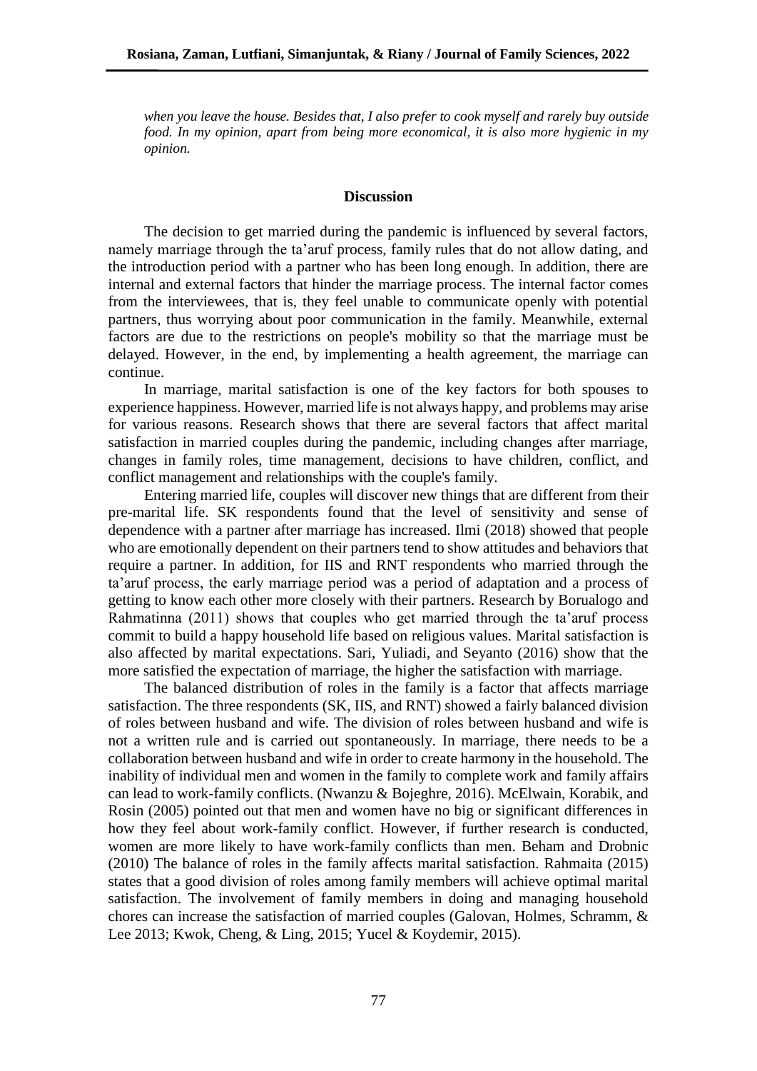*when you leave the house. Besides that, I also prefer to cook myself and rarely buy outside food. In my opinion, apart from being more economical, it is also more hygienic in my opinion.*

## Discussion

The decision to get married during the pandemic is influenced by several factors, namely marriage through the ta'aruf process, family rules that do not allow dating, and the introduction period with a partner who has been long enough. In addition, there are internal and external factors that hinder the marriage process. The internal factor comes from the interviewees, that is, they feel unable to communicate openly with potential partners, thus worrying about poor communication in the family. Meanwhile, external factors are due to the restrictions on people's mobility so that the marriage must be delayed. However, in the end, by implementing a health agreement, the marriage can continue.

In marriage, marital satisfaction is one of the key factors for both spouses to experience happiness. However, married life is not always happy, and problems may arise for various reasons. Research shows that there are several factors that affect marital satisfaction in married couples during the pandemic, including changes after marriage, changes in family roles, time management, decisions to have children, conflict, and conflict management and relationships with the couple's family.

Entering married life, couples will discover new things that are different from their pre-marital life. SK respondents found that the level of sensitivity and sense of dependence with a partner after marriage has increased. Ilmi (2018) showed that people who are emotionally dependent on their partners tend to show attitudes and behaviors that require a partner. In addition, for IIS and RNT respondents who married through the ta'aruf process, the early marriage period was a period of adaptation and a process of getting to know each other more closely with their partners. Research by Borualogo and Rahmatinna (2011) shows that couples who get married through the ta'aruf process commit to build a happy household life based on religious values. Marital satisfaction is also affected by marital expectations. Sari, Yuliadi, and Seyanto (2016) show that the more satisfied the expectation of marriage, the higher the satisfaction with marriage.

The balanced distribution of roles in the family is a factor that affects marriage satisfaction. The three respondents (SK, IIS, and RNT) showed a fairly balanced division of roles between husband and wife. The division of roles between husband and wife is not a written rule and is carried out spontaneously. In marriage, there needs to be a collaboration between husband and wife in order to create harmony in the household. The inability of individual men and women in the family to complete work and family affairs can lead to work-family conflicts. (Nwanzu & Bojeghre, 2016). McElwain, Korabik, and Rosin (2005) pointed out that men and women have no big or significant differences in how they feel about work-family conflict. However, if further research is conducted, women are more likely to have work-family conflicts than men. Beham and Drobnic (2010) The balance of roles in the family affects marital satisfaction. Rahmaita (2015) states that a good division of roles among family members will achieve optimal marital satisfaction. The involvement of family members in doing and managing household chores can increase the satisfaction of married couples (Galovan, Holmes, Schramm, & Lee 2013; Kwok, Cheng, & Ling, 2015; Yucel & Koydemir, 2015).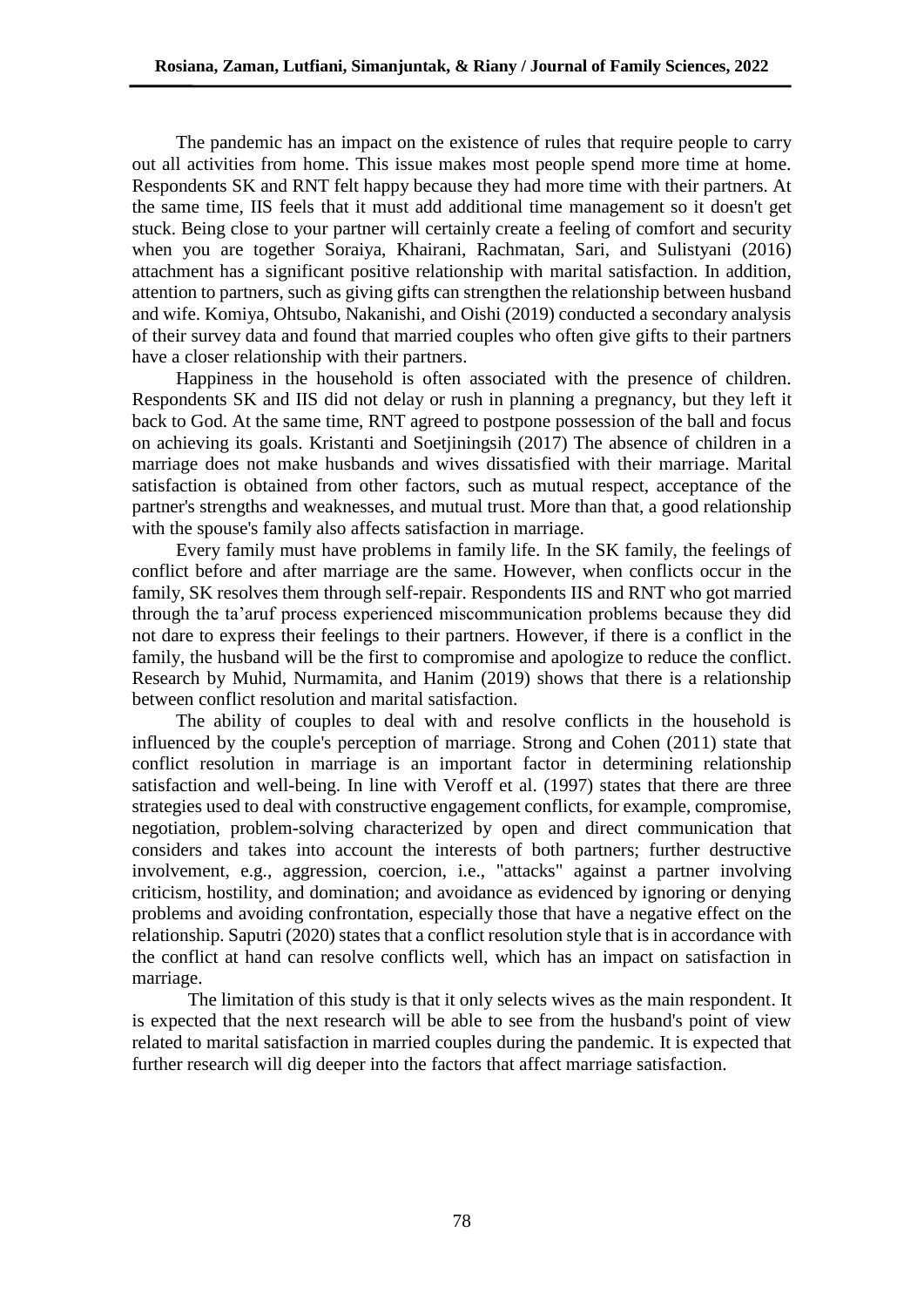The pandemic has an impact on the existence of rules that require people to carry out all activities from home. This issue makes most people spend more time at home. Respondents SK and RNT felt happy because they had more time with their partners. At the same time, IIS feels that it must add additional time management so it doesn't get stuck. Being close to your partner will certainly create a feeling of comfort and security when you are together Soraiya, Khairani, Rachmatan, Sari, and Sulistyani (2016) attachment has a significant positive relationship with marital satisfaction. In addition, attention to partners, such as giving gifts can strengthen the relationship between husband and wife. Komiya, Ohtsubo, Nakanishi, and Oishi (2019) conducted a secondary analysis of their survey data and found that married couples who often give gifts to their partners have a closer relationship with their partners.

Happiness in the household is often associated with the presence of children. Respondents SK and IIS did not delay or rush in planning a pregnancy, but they left it back to God. At the same time, RNT agreed to postpone possession of the ball and focus on achieving its goals. Kristanti and Soetjiningsih (2017) The absence of children in a marriage does not make husbands and wives dissatisfied with their marriage. Marital satisfaction is obtained from other factors, such as mutual respect, acceptance of the partner's strengths and weaknesses, and mutual trust. More than that, a good relationship with the spouse's family also affects satisfaction in marriage.

Every family must have problems in family life. In the SK family, the feelings of conflict before and after marriage are the same. However, when conflicts occur in the family, SK resolves them through self-repair. Respondents IIS and RNT who got married through the ta'aruf process experienced miscommunication problems because they did not dare to express their feelings to their partners. However, if there is a conflict in the family, the husband will be the first to compromise and apologize to reduce the conflict. Research by Muhid, Nurmamita, and Hanim (2019) shows that there is a relationship between conflict resolution and marital satisfaction.

The ability of couples to deal with and resolve conflicts in the household is influenced by the couple's perception of marriage. Strong and Cohen (2011) state that conflict resolution in marriage is an important factor in determining relationship satisfaction and well-being. In line with Veroff et al. (1997) states that there are three strategies used to deal with constructive engagement conflicts, for example, compromise, negotiation, problem-solving characterized by open and direct communication that considers and takes into account the interests of both partners; further destructive involvement, e.g., aggression, coercion, i.e., "attacks" against a partner involving criticism, hostility, and domination; and avoidance as evidenced by ignoring or denying problems and avoiding confrontation, especially those that have a negative effect on the relationship. Saputri (2020) states that a conflict resolution style that is in accordance with the conflict at hand can resolve conflicts well, which has an impact on satisfaction in marriage.

The limitation of this study is that it only selects wives as the main respondent. It is expected that the next research will be able to see from the husband's point of view related to marital satisfaction in married couples during the pandemic. It is expected that further research will dig deeper into the factors that affect marriage satisfaction.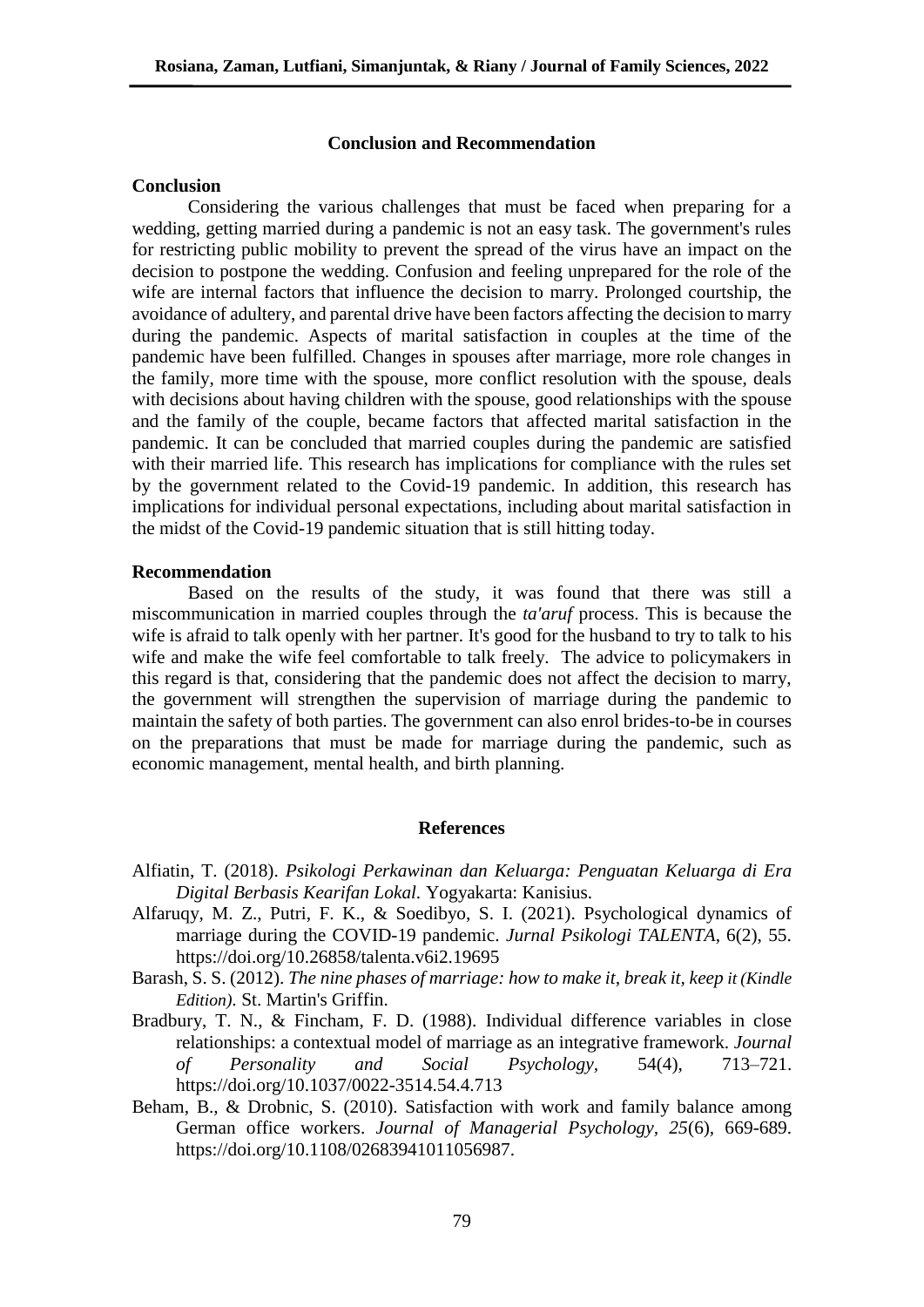## Conclusion and Recommendation

### Conclusion

Considering the various challenges that must be faced when preparing for a wedding, getting married during a pandemic is not an easy task. The government's rules for restricting public mobility to prevent the spread of the virus have an impact on the decision to postpone the wedding. Confusion and feeling unprepared for the role of the wife are internal factors that influence the decision to marry. Prolonged courtship, the avoidance of adultery, and parental drive have been factors affecting the decision to marry during the pandemic. Aspects of marital satisfaction in couples at the time of the pandemic have been fulfilled. Changes in spouses after marriage, more role changes in the family, more time with the spouse, more conflict resolution with the spouse, deals with decisions about having children with the spouse, good relationships with the spouse and the family of the couple, became factors that affected marital satisfaction in the pandemic. It can be concluded that married couples during the pandemic are satisfied with their married life. This research has implications for compliance with the rules set by the government related to the Covid-19 pandemic. In addition, this research has implications for individual personal expectations, including about marital satisfaction in the midst of the Covid-19 pandemic situation that is still hitting today.

### Recommendation

Based on the results of the study, it was found that there was still a miscommunication in married couples through the *ta'aruf* process. This is because the wife is afraid to talk openly with her partner. It's good for the husband to try to talk to his wife and make the wife feel comfortable to talk freely. The advice to policymakers in this regard is that, considering that the pandemic does not affect the decision to marry, the government will strengthen the supervision of marriage during the pandemic to maintain the safety of both parties. The government can also enrol brides-to-be in courses on the preparations that must be made for marriage during the pandemic, such as economic management, mental health, and birth planning.

## References

Alfiatin, T. (2018). *Psikologi Perkawinan dan Keluarga: Penguatan Keluarga di Era Digital Berbasis Kearifan Lokal.* Yogyakarta: Kanisius.

Alfaruqy, M. Z., Putri, F. K., & Soedibyo, S. I. (2021). Psychological dynamics of marriage during the COVID-19 pandemic. *Jurnal Psikologi TALENTA*, 6(2), 55. https://doi.org/10.26858/talenta.v6i2.19695

Barash, S. S. (2012). *The nine phases of marriage: how to make it, break it, keep it (Kindle Edition)*. St. Martin's Griffin.

Bradbury, T. N., & Fincham, F. D. (1988). Individual difference variables in close relationships: a contextual model of marriage as an integrative framework. *Journal of Personality and Social Psychology*, 54(4), 713–721. https://doi.org/10.1037/0022-3514.54.4.713

Beham, B., & Drobnic, S. (2010). Satisfaction with work and family balance among German office workers. *Journal of Managerial Psychology*, *25*(6), 669-689. https://doi.org/10.1108/02683941011056987.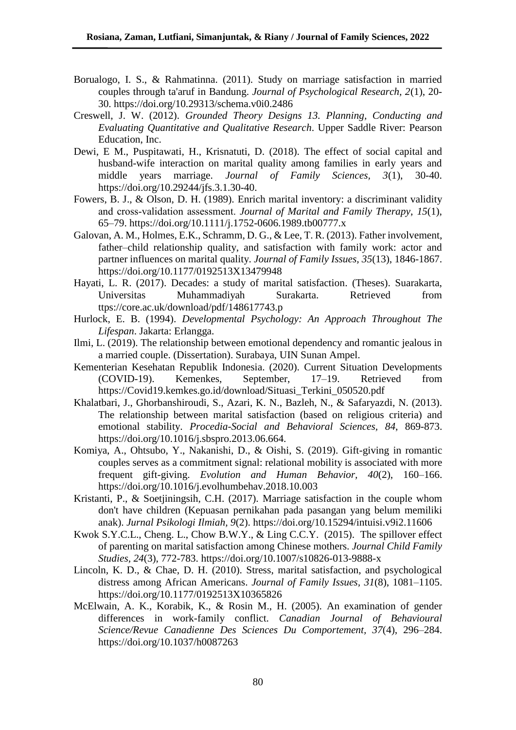Borualogo, I. S., & Rahmatinna. (2011). Study on marriage satisfaction in married couples through ta'aruf in Bandung. *Journal of Psychological Research, 2*(1), 20-30. https://doi.org/10.29313/schema.v0i0.2486

Creswell, J. W. (2012). *Grounded Theory Designs 13. Planning, Conducting and Evaluating Quantitative and Qualitative Research*. Upper Saddle River: Pearson Education, Inc.

Dewi, E M., Puspitawati, H., Krisnatuti, D. (2018). The effect of social capital and husband-wife interaction on marital quality among families in early years and middle years marriage. *Journal of Family Sciences, 3*(1), 30-40. https://doi.org/10.29244/jfs.3.1.30-40.

Fowers, B. J., & Olson, D. H. (1989). Enrich marital inventory: a discriminant validity and cross-validation assessment. *Journal of Marital and Family Therapy*, *15*(1), 65–79. https://doi.org/10.1111/j.1752-0606.1989.tb00777.x

Galovan, A. M., Holmes, E.K., Schramm, D. G., & Lee, T. R. (2013). Father involvement, father–child relationship quality, and satisfaction with family work: actor and partner influences on marital quality. *Journal of Family Issues, 35*(13), 1846-1867. https://doi.org/10.1177/0192513X13479948

Hayati, L. R. (2017). Decades: a study of marital satisfaction. (Theses). Suarakarta, Universitas Muhammadiyah Surakarta. Retrieved from ttps://core.ac.uk/download/pdf/148617743.p

Hurlock, E. B. (1994). *Developmental Psychology: An Approach Throughout The Lifespan*. Jakarta: Erlangga.

Ilmi, L. (2019). The relationship between emotional dependency and romantic jealous in a married couple. (Dissertation). Surabaya, UIN Sunan Ampel.

Kementerian Kesehatan Republik Indonesia. (2020). Current Situation Developments (COVID-19). Kemenkes, September, 17–19. Retrieved from https://Covid19.kemkes.go.id/download/Situasi_Terkini_050520.pdf

Khalatbari, J., Ghorbanshiroudi, S., Azari, K. N., Bazleh, N., & Safaryazdi, N. (2013). The relationship between marital satisfaction (based on religious criteria) and emotional stability. *Procedia-Social and Behavioral Sciences, 84*, 869-873. https://doi.org/10.1016/j.sbspro.2013.06.664.

Komiya, A., Ohtsubo, Y., Nakanishi, D., & Oishi, S. (2019). Gift-giving in romantic couples serves as a commitment signal: relational mobility is associated with more frequent gift-giving. *Evolution and Human Behavior, 40*(2), 160–166. https://doi.org/10.1016/j.evolhumbehav.2018.10.003

Kristanti, P., & Soetjiningsih, C.H. (2017). Marriage satisfaction in the couple whom don't have children (Kepuasan pernikahan pada pasangan yang belum memiliki anak). *Jurnal Psikologi Ilmiah, 9*(2). https://doi.org/10.15294/intuisi.v9i2.11606

Kwok S.Y.C.L., Cheng. L., Chow B.W.Y., & Ling C.C.Y. (2015). The spillover effect of parenting on marital satisfaction among Chinese mothers. *Journal Child Family Studies, 24*(3), 772-783. https://doi.org/10.1007/s10826-013-9888-x

Lincoln, K. D., & Chae, D. H. (2010). Stress, marital satisfaction, and psychological distress among African Americans. *Journal of Family Issues, 31*(8), 1081–1105. https://doi.org/10.1177/0192513X10365826

McElwain, A. K., Korabik, K., & Rosin M., H. (2005). An examination of gender differences in work-family conflict. *Canadian Journal of Behavioural Science/Revue Canadienne Des Sciences Du Comportement, 37*(4), 296–284. https://doi.org/10.1037/h0087263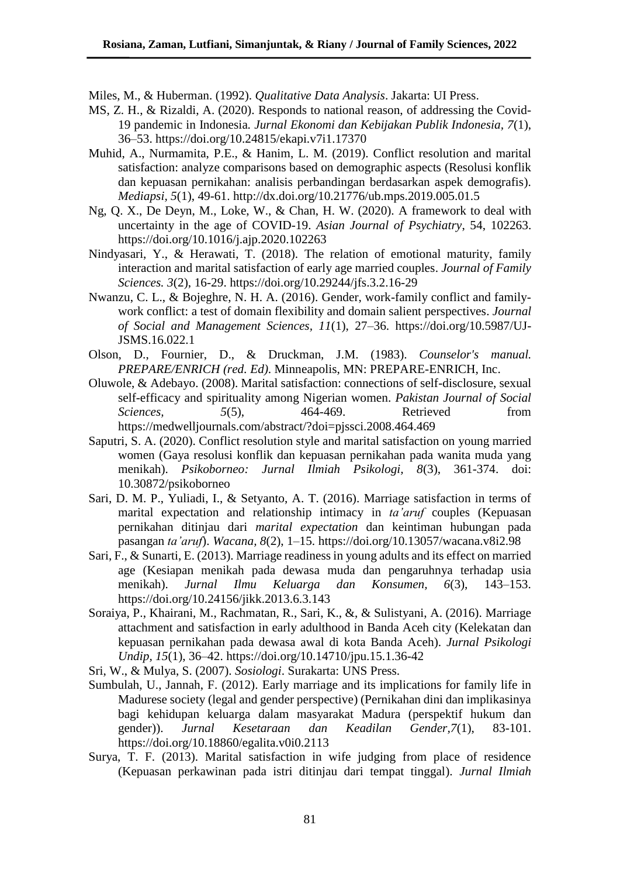Miles, M., & Huberman. (1992). *Qualitative Data Analysis*. Jakarta: UI Press.

MS, Z. H., & Rizaldi, A. (2020). Responds to national reason, of addressing the Covid-19 pandemic in Indonesia. *Jurnal Ekonomi dan Kebijakan Publik Indonesia*, *7*(1), 36–53. https://doi.org/10.24815/ekapi.v7i1.17370

Muhid, A., Nurmamita, P.E., & Hanim, L. M. (2019). Conflict resolution and marital satisfaction: analyze comparisons based on demographic aspects (Resolusi konflik dan kepuasan pernikahan: analisis perbandingan berdasarkan aspek demografis). *Mediapsi, 5*(1), 49-61. http://dx.doi.org/10.21776/ub.mps.2019.005.01.5

Ng, Q. X., De Deyn, M., Loke, W., & Chan, H. W. (2020). A framework to deal with uncertainty in the age of COVID-19. *Asian Journal of Psychiatry*, 54, 102263. https://doi.org/10.1016/j.ajp.2020.102263

Nindyasari, Y., & Herawati, T. (2018). The relation of emotional maturity, family interaction and marital satisfaction of early age married couples. *Journal of Family Sciences. 3*(2), 16-29. https://doi.org/10.29244/jfs.3.2.16-29

Nwanzu, C. L., & Bojeghre, N. H. A. (2016). Gender, work-family conflict and family-work conflict: a test of domain flexibility and domain salient perspectives. *Journal of Social and Management Sciences, 11*(1), 27–36. https://doi.org/10.5987/UJ-JSMS.16.022.1

Olson, D., Fournier, D., & Druckman, J.M. (1983). *Counselor's manual. PREPARE/ENRICH (red. Ed)*. Minneapolis, MN: PREPARE-ENRICH, Inc.

Oluwole, & Adebayo. (2008). Marital satisfaction: connections of self-disclosure, sexual self-efficacy and spirituality among Nigerian women. *Pakistan Journal of Social Sciences*, *5*(5), 464-469. Retrieved from https://medwelljournals.com/abstract/?doi=pjssci.2008.464.469

Saputri, S. A. (2020). Conflict resolution style and marital satisfaction on young married women (Gaya resolusi konflik dan kepuasan pernikahan pada wanita muda yang menikah). *Psikoborneo: Jurnal Ilmiah Psikologi*, *8*(3), 361-374. doi: 10.30872/psikoborneo

Sari, D. M. P., Yuliadi, I., & Setyanto, A. T. (2016). Marriage satisfaction in terms of marital expectation and relationship intimacy in *ta'aruf* couples (Kepuasan pernikahan ditinjau dari *marital expectation* dan keintiman hubungan pada pasangan *ta'aruf*). *Wacana, 8*(2), 1–15. https://doi.org/10.13057/wacana.v8i2.98

Sari, F., & Sunarti, E. (2013). Marriage readiness in young adults and its effect on married age (Kesiapan menikah pada dewasa muda dan pengaruhnya terhadap usia menikah). *Jurnal Ilmu Keluarga dan Konsumen, 6*(3), 143–153. https://doi.org/10.24156/jikk.2013.6.3.143

Soraiya, P., Khairani, M., Rachmatan, R., Sari, K., &, & Sulistyani, A. (2016). Marriage attachment and satisfaction in early adulthood in Banda Aceh city (Kelekatan dan kepuasan pernikahan pada dewasa awal di kota Banda Aceh). *Jurnal Psikologi Undip*, *15*(1), 36–42. https://doi.org/10.14710/jpu.15.1.36-42

Sri, W., & Mulya, S. (2007). *Sosiologi*. Surakarta: UNS Press.

Sumbulah, U., Jannah, F. (2012). Early marriage and its implications for family life in Madurese society (legal and gender perspective) (Pernikahan dini dan implikasinya bagi kehidupan keluarga dalam masyarakat Madura (perspektif hukum dan gender)). *Jurnal Kesetaraan dan Keadilan Gender,7*(1), 83-101. https://doi.org/10.18860/egalita.v0i0.2113

Surya, T. F. (2013). Marital satisfaction in wife judging from place of residence (Kepuasan perkawinan pada istri ditinjau dari tempat tinggal). *Jurnal Ilmiah*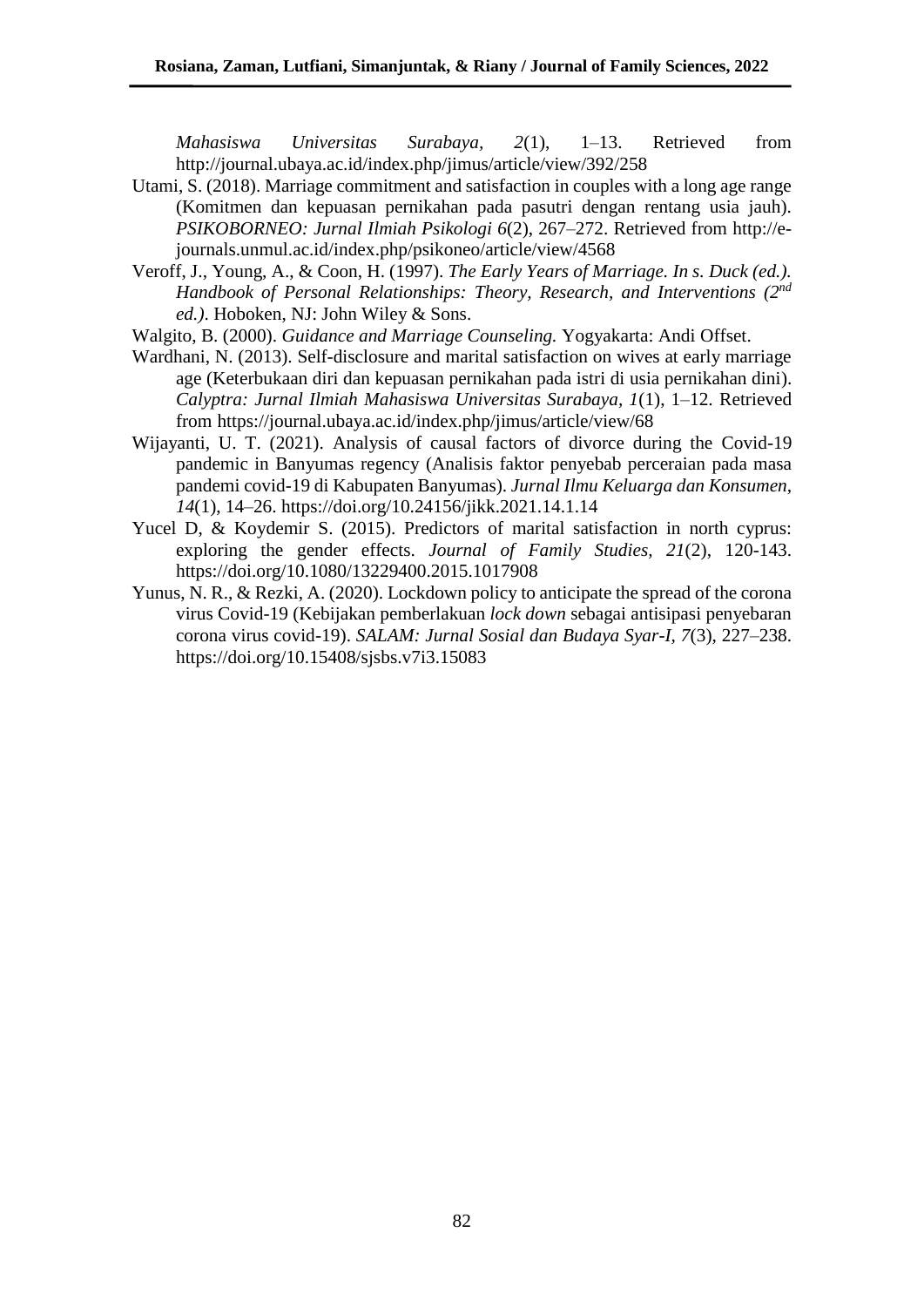*Mahasiswa Universitas Surabaya, 2*(1), 1–13. Retrieved from http://journal.ubaya.ac.id/index.php/jimus/article/view/392/258

Utami, S. (2018). Marriage commitment and satisfaction in couples with a long age range (Komitmen dan kepuasan pernikahan pada pasutri dengan rentang usia jauh). *PSIKOBORNEO: Jurnal Ilmiah Psikologi 6*(2), 267–272. Retrieved from http://e-journals.unmul.ac.id/index.php/psikoneo/article/view/4568

Veroff, J., Young, A., & Coon, H. (1997). *The Early Years of Marriage. In s. Duck (ed.). Handbook of Personal Relationships: Theory, Research, and Interventions (2nd ed.)*. Hoboken, NJ: John Wiley & Sons.

Walgito, B. (2000). *Guidance and Marriage Counseling.* Yogyakarta: Andi Offset.

Wardhani, N. (2013). Self-disclosure and marital satisfaction on wives at early marriage age (Keterbukaan diri dan kepuasan pernikahan pada istri di usia pernikahan dini). *Calyptra: Jurnal Ilmiah Mahasiswa Universitas Surabaya, 1*(1), 1–12. Retrieved from https://journal.ubaya.ac.id/index.php/jimus/article/view/68

Wijayanti, U. T. (2021). Analysis of causal factors of divorce during the Covid-19 pandemic in Banyumas regency (Analisis faktor penyebab perceraian pada masa pandemi covid-19 di Kabupaten Banyumas). *Jurnal Ilmu Keluarga dan Konsumen, 14*(1), 14–26. https://doi.org/10.24156/jikk.2021.14.1.14

Yucel D, & Koydemir S. (2015). Predictors of marital satisfaction in north cyprus: exploring the gender effects. *Journal of Family Studies, 21*(2), 120-143. https://doi.org/10.1080/13229400.2015.1017908

Yunus, N. R., & Rezki, A. (2020). Lockdown policy to anticipate the spread of the corona virus Covid-19 (Kebijakan pemberlakuan *lock down* sebagai antisipasi penyebaran corona virus covid-19). *SALAM: Jurnal Sosial dan Budaya Syar-I, 7*(3), 227–238. https://doi.org/10.15408/sjsbs.v7i3.15083